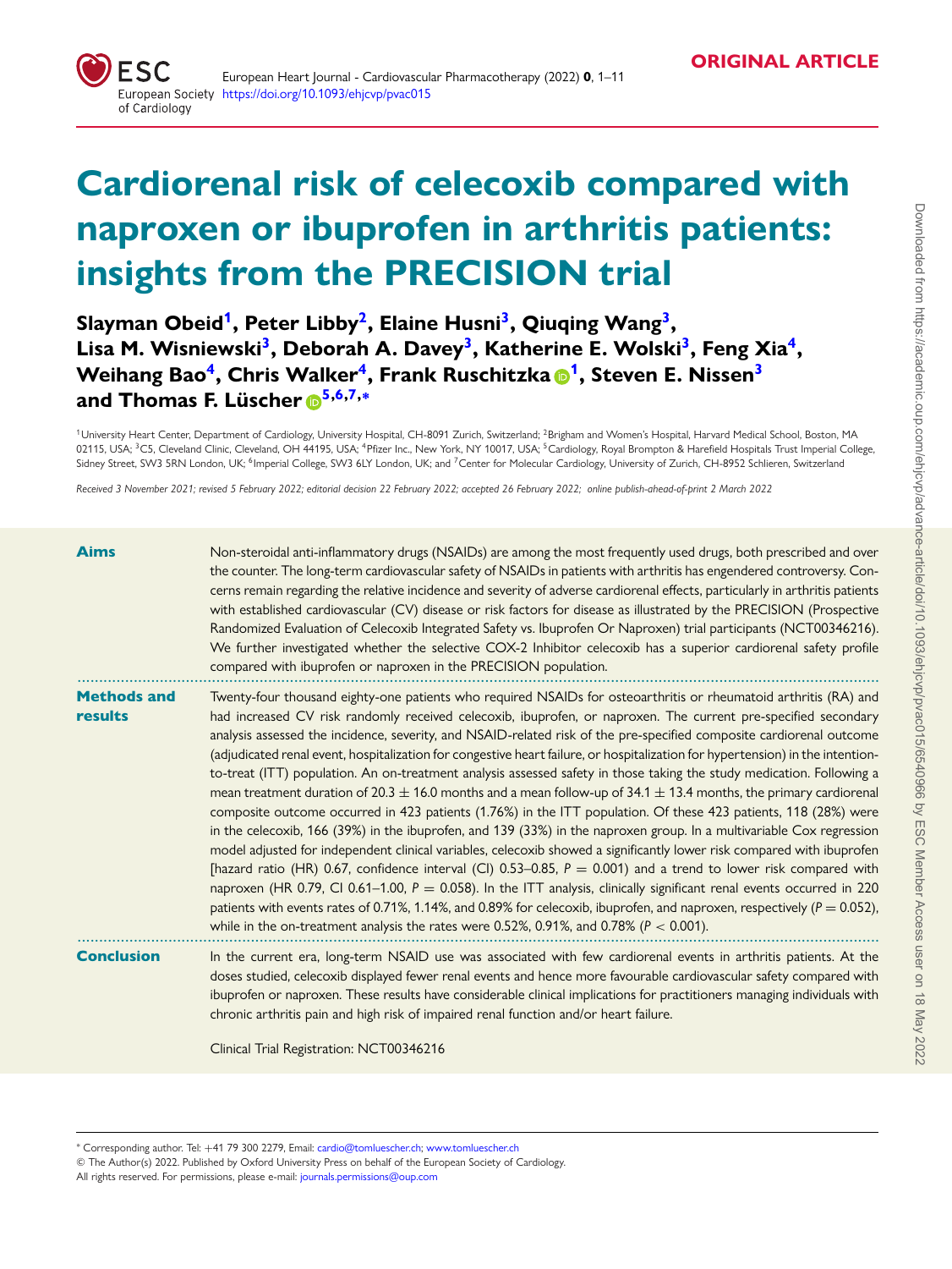ORIGINAL ARTICLE

# Cardiorenal risk of celecoxib compared with naproxen or ibuprofen in arthritis patients: insights from the PRECISION trial

**Slayman Obeid[1], Peter Libby[2], Elaine Husni[3], Qiuqing Wang[3], Lisa M. Wisniewski[3], Deborah A. Davey[3], Katherine E. Wolski[3], Feng Xia[4], Weihang Bao[4], Chris Walker[4], Frank Ruschitzka[1], Steven E. Nissen[3] and Thomas F. Lüscher[5,6,7,*]**

[1]University Heart Center, Department of Cardiology, University Hospital, CH-8091 Zurich, Switzerland; [2]Brigham and Women's Hospital, Harvard Medical School, Boston, MA 02115, USA; [3]C5, Cleveland Clinic, Cleveland, OH 44195, USA; [4]Pfizer Inc., New York, NY 10017, USA; [5]Cardiology, Royal Brompton & Harefield Hospitals Trust Imperial College, Sidney Street, SW3 5RN London, UK; [6]Imperial College, SW3 6LY London, UK; and [7]Center for Molecular Cardiology, University of Zurich, CH-8952 Schlieren, Switzerland

*Received 3 November 2021; revised 5 February 2022; editorial decision 22 February 2022; accepted 26 February 2022; online publish-ahead-of-print 2 March 2022*

**Aims**

Non-steroidal anti-inflammatory drugs (NSAIDs) are among the most frequently used drugs, both prescribed and over the counter. The long-term cardiovascular safety of NSAIDs in patients with arthritis has engendered controversy. Concerns remain regarding the relative incidence and severity of adverse cardiorenal effects, particularly in arthritis patients with established cardiovascular (CV) disease or risk factors for disease as illustrated by the PRECISION (Prospective Randomized Evaluation of Celecoxib Integrated Safety vs. Ibuprofen Or Naproxen) trial participants (NCT00346216). We further investigated whether the selective COX-2 Inhibitor celecoxib has a superior cardiorenal safety profile compared with ibuprofen or naproxen in the PRECISION population.

**Methods and results**

Twenty-four thousand eighty-one patients who required NSAIDs for osteoarthritis or rheumatoid arthritis (RA) and had increased CV risk randomly received celecoxib, ibuprofen, or naproxen. The current pre-specified secondary analysis assessed the incidence, severity, and NSAID-related risk of the pre-specified composite cardiorenal outcome (adjudicated renal event, hospitalization for congestive heart failure, or hospitalization for hypertension) in the intention-to-treat (ITT) population. An on-treatment analysis assessed safety in those taking the study medication. Following a mean treatment duration of $20.3 \pm 16.0$ months and a mean follow-up of $34.1 \pm 13.4$ months, the primary cardiorenal composite outcome occurred in 423 patients (1.76%) in the ITT population. Of these 423 patients, 118 (28%) were in the celecoxib, 166 (39%) in the ibuprofen, and 139 (33%) in the naproxen group. In a multivariable Cox regression model adjusted for independent clinical variables, celecoxib showed a significantly lower risk compared with ibuprofen [hazard ratio (HR) 0.67, confidence interval (CI) 0.53–0.85, $P = 0.001$) and a trend to lower risk compared with naproxen (HR 0.79, CI 0.61–1.00, $P = 0.058$). In the ITT analysis, clinically significant renal events occurred in 220 patients with events rates of 0.71%, 1.14%, and 0.89% for celecoxib, ibuprofen, and naproxen, respectively ($P = 0.052$), while in the on-treatment analysis the rates were 0.52%, 0.91%, and 0.78% ($P < 0.001$).

**Conclusion**

In the current era, long-term NSAID use was associated with few cardiorenal events in arthritis patients. At the doses studied, celecoxib displayed fewer renal events and hence more favourable cardiovascular safety compared with ibuprofen or naproxen. These results have considerable clinical implications for practitioners managing individuals with chronic arthritis pain and high risk of impaired renal function and/or heart failure.

Clinical Trial Registration: NCT00346216

---

* Corresponding author. Tel: +41 79 300 2279, Email: cardio@tomluescher.ch; www.tomluescher.ch

© The Author(s) 2022. Published by Oxford University Press on behalf of the European Society of Cardiology.
All rights reserved. For permissions, please e-mail: journals.permissions@oup.com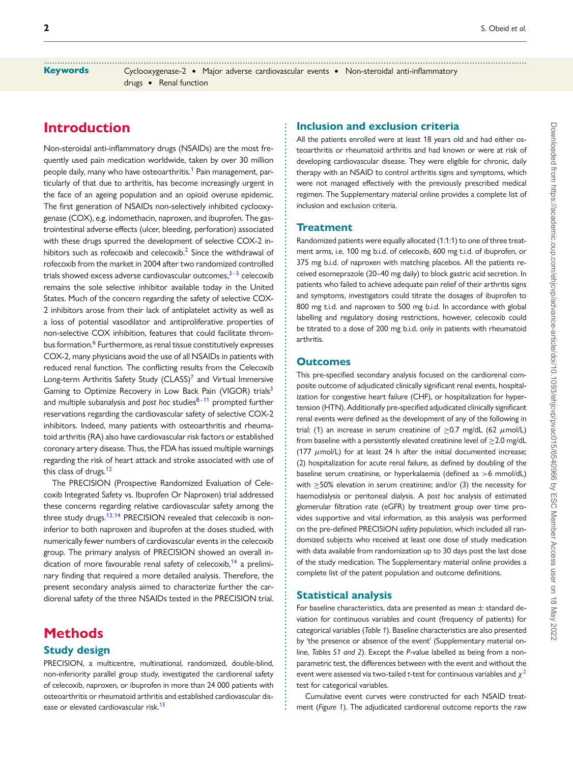**Keywords** Cyclooxygenase-2 • Major adverse cardiovascular events • Non-steroidal anti-inflammatory drugs • Renal function

# Introduction

Non-steroidal anti-inflammatory drugs (NSAIDs) are the most frequently used pain medication worldwide, taken by over 30 million people daily, many who have osteoarthritis.[1] Pain management, particularly of that due to arthritis, has become increasingly urgent in the face of an ageing population and an opioid overuse epidemic. The first generation of NSAIDs non-selectively inhibited cyclooxygenase (COX), e.g. indomethacin, naproxen, and ibuprofen. The gastrointestinal adverse effects (ulcer, bleeding, perforation) associated with these drugs spurred the development of selective COX-2 inhibitors such as rofecoxib and celecoxib.[2] Since the withdrawal of rofecoxib from the market in 2004 after two randomized controlled trials showed excess adverse cardiovascular outcomes,[3–5] celecoxib remains the sole selective inhibitor available today in the United States. Much of the concern regarding the safety of selective COX-2 inhibitors arose from their lack of antiplatelet activity as well as a loss of potential vasodilator and antiproliferative properties of non-selective COX inhibition, features that could facilitate thrombus formation.[6] Furthermore, as renal tissue constitutively expresses COX-2, many physicians avoid the use of all NSAIDs in patients with reduced renal function. The conflicting results from the Celecoxib Long-term Arthritis Safety Study (CLASS)[7] and Virtual Immersive Gaming to Optimize Recovery in Low Back Pain (VIGOR) trials[3] and multiple subanalysis and *post hoc* studies[8–11] prompted further reservations regarding the cardiovascular safety of selective COX-2 inhibitors. Indeed, many patients with osteoarthritis and rheumatoid arthritis (RA) also have cardiovascular risk factors or established coronary artery disease. Thus, the FDA has issued multiple warnings regarding the risk of heart attack and stroke associated with use of this class of drugs.[12]

The PRECISION (Prospective Randomized Evaluation of Celecoxib Integrated Safety vs. Ibuprofen Or Naproxen) trial addressed these concerns regarding relative cardiovascular safety among the three study drugs.[13,14] PRECISION revealed that celecoxib is non-inferior to both naproxen and ibuprofen at the doses studied, with numerically fewer numbers of cardiovascular events in the celecoxib group. The primary analysis of PRECISION showed an overall indication of more favourable renal safety of celecoxib,[14] a preliminary finding that required a more detailed analysis. Therefore, the present secondary analysis aimed to characterize further the cardiorenal safety of the three NSAIDs tested in the PRECISION trial.

# Methods

## Study design

PRECISION, a multicentre, multinational, randomized, double-blind, non-inferiority parallel group study, investigated the cardiorenal safety of celecoxib, naproxen, or ibuprofen in more than 24 000 patients with osteoarthritis or rheumatoid arthritis and established cardiovascular disease or elevated cardiovascular risk.[13]

## Inclusion and exclusion criteria

All the patients enrolled were at least 18 years old and had either osteoarthritis or rheumatoid arthritis and had known or were at risk of developing cardiovascular disease. They were eligible for chronic, daily therapy with an NSAID to control arthritis signs and symptoms, which were not managed effectively with the previously prescribed medical regimen. The Supplementary material online provides a complete list of inclusion and exclusion criteria.

## Treatment

Randomized patients were equally allocated (1:1:1) to one of three treatment arms, i.e. 100 mg b.i.d. of celecoxib, 600 mg t.i.d. of ibuprofen, or 375 mg b.i.d. of naproxen with matching placebos. All the patients received esomeprazole (20–40 mg daily) to block gastric acid secretion. In patients who failed to achieve adequate pain relief of their arthritis signs and symptoms, investigators could titrate the dosages of ibuprofen to 800 mg t.i.d. and naproxen to 500 mg b.i.d. In accordance with global labelling and regulatory dosing restrictions, however, celecoxib could be titrated to a dose of 200 mg b.i.d. only in patients with rheumatoid arthritis.

## Outcomes

This pre-specified secondary analysis focused on the cardiorenal composite outcome of adjudicated clinically significant renal events, hospitalization for congestive heart failure (CHF), or hospitalization for hypertension (HTN). Additionally pre-specified adjudicated clinically significant renal events were defined as the development of any of the following in trial: (1) an increase in serum creatinine of ≥0.7 mg/dL (62 μmol/L) from baseline with a persistently elevated creatinine level of ≥2.0 mg/dL (177 μmol/L) for at least 24 h after the initial documented increase; (2) hospitalization for acute renal failure, as defined by doubling of the baseline serum creatinine, or hyperkalaemia (defined as >6 mmol/dL) with ≥50% elevation in serum creatinine; and/or (3) the necessity for haemodialysis or peritoneal dialysis. A *post hoc* analysis of estimated glomerular filtration rate (eGFR) by treatment group over time provides supportive and vital information, as this analysis was performed on the pre-defined PRECISION *safety population*, which included all randomized subjects who received at least one dose of study medication with data available from randomization up to 30 days post the last dose of the study medication. The Supplementary material online provides a complete list of the patent population and outcome definitions.

## Statistical analysis

For baseline characteristics, data are presented as mean ± standard deviation for continuous variables and count (frequency of patients) for categorical variables (*Table 1*). Baseline characteristics are also presented by 'the presence or absence of the event' (Supplementary material online, *Tables S1 and 2*). Except the *P*-value labelled as being from a non-parametric test, the differences between with the event and without the event were assessed via two-tailed *t*-test for continuous variables and $\chi^2$ test for categorical variables.

Cumulative event curves were constructed for each NSAID treatment (*Figure 1*). The adjudicated cardiorenal outcome reports the raw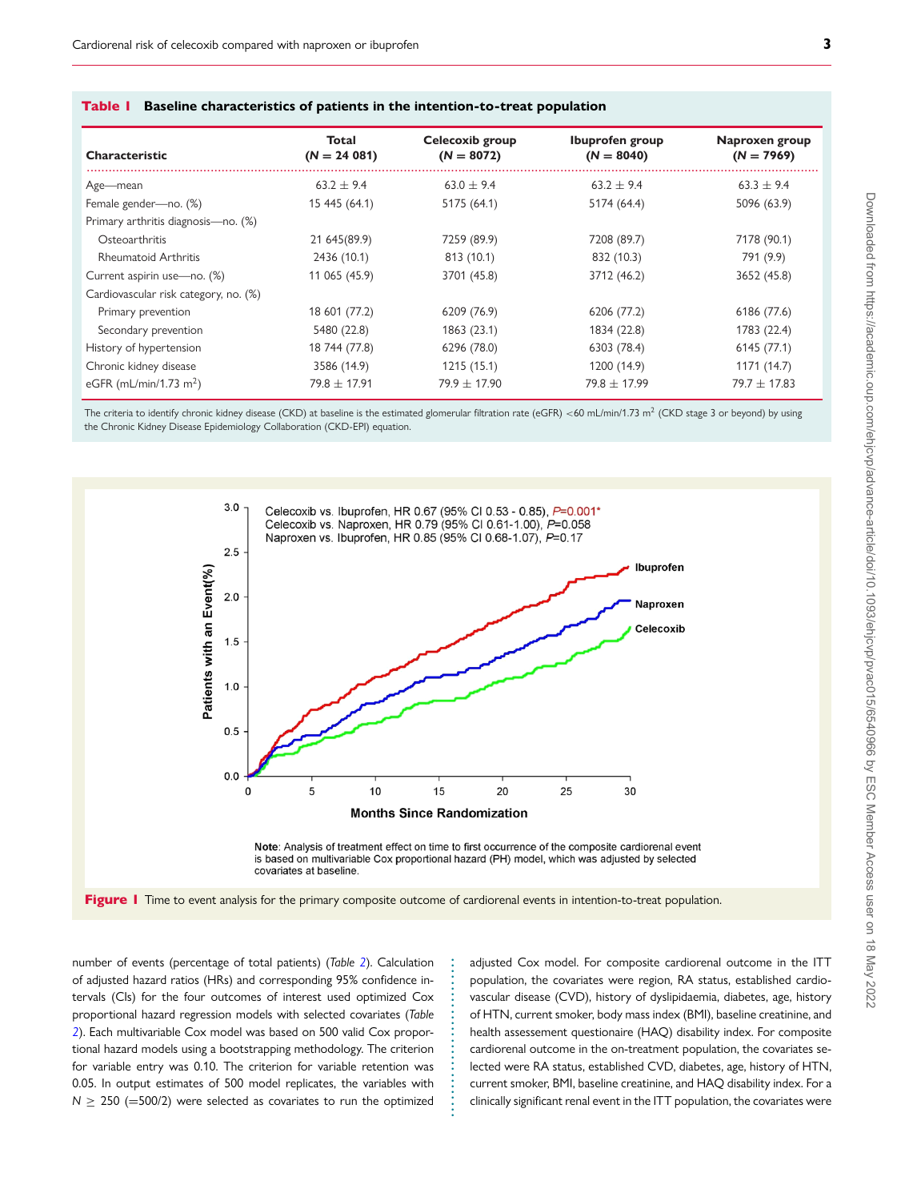**Table 1 Baseline characteristics of patients in the intention-to-treat population**

| Characteristic | Total (N = 24 081) | Celecoxib group (N = 8072) | Ibuprofen group (N = 8040) | Naproxen group (N = 7969) |
|---|---|---|---|---|
| Age—mean | 63.2 ± 9.4 | 63.0 ± 9.4 | 63.2 ± 9.4 | 63.3 ± 9.4 |
| Female gender—no. (%) | 15 445 (64.1) | 5175 (64.1) | 5174 (64.4) | 5096 (63.9) |
| Primary arthritis diagnosis—no. (%) | | | | |
| Osteoarthritis | 21 645(89.9) | 7259 (89.9) | 7208 (89.7) | 7178 (90.1) |
| Rheumatoid Arthritis | 2436 (10.1) | 813 (10.1) | 832 (10.3) | 791 (9.9) |
| Current aspirin use—no. (%) | 11 065 (45.9) | 3701 (45.8) | 3712 (46.2) | 3652 (45.8) |
| Cardiovascular risk category, no. (%) | | | | |
| Primary prevention | 18 601 (77.2) | 6209 (76.9) | 6206 (77.2) | 6186 (77.6) |
| Secondary prevention | 5480 (22.8) | 1863 (23.1) | 1834 (22.8) | 1783 (22.4) |
| History of hypertension | 18 744 (77.8) | 6296 (78.0) | 6303 (78.4) | 6145 (77.1) |
| Chronic kidney disease | 3586 (14.9) | 1215 (15.1) | 1200 (14.9) | 1171 (14.7) |
| eGFR (mL/min/1.73 $m^2$) | 79.8 ± 17.91 | 79.9 ± 17.90 | 79.8 ± 17.99 | 79.7 ± 17.83 |

The criteria to identify chronic kidney disease (CKD) at baseline is the estimated glomerular filtration rate (eGFR) <60 mL/min/1.73 $m^2$ (CKD stage 3 or beyond) by using the Chronic Kidney Disease Epidemiology Collaboration (CKD-EPI) equation.

**Figure 1** Time to event analysis for the primary composite outcome of cardiorenal events in intention-to-treat population.

number of events (percentage of total patients) (Table 2). Calculation of adjusted hazard ratios (HRs) and corresponding 95% confidence intervals (CIs) for the four outcomes of interest used optimized Cox proportional hazard regression models with selected covariates (Table 2). Each multivariable Cox model was based on 500 valid Cox proportional hazard models using a bootstrapping methodology. The criterion for variable entry was 0.10. The criterion for variable retention was 0.05. In output estimates of 500 model replicates, the variables with $N \geq 250$ (=500/2) were selected as covariates to run the optimized adjusted Cox model. For composite cardiorenal outcome in the ITT population, the covariates were region, RA status, established cardiovascular disease (CVD), history of dyslipidaemia, diabetes, age, history of HTN, current smoker, body mass index (BMI), baseline creatinine, and health assessement questionaire (HAQ) disability index. For composite cardiorenal outcome in the on-treatment population, the covariates selected were RA status, established CVD, diabetes, age, history of HTN, current smoker, BMI, baseline creatinine, and HAQ disability index. For a clinically significant renal event in the ITT population, the covariates were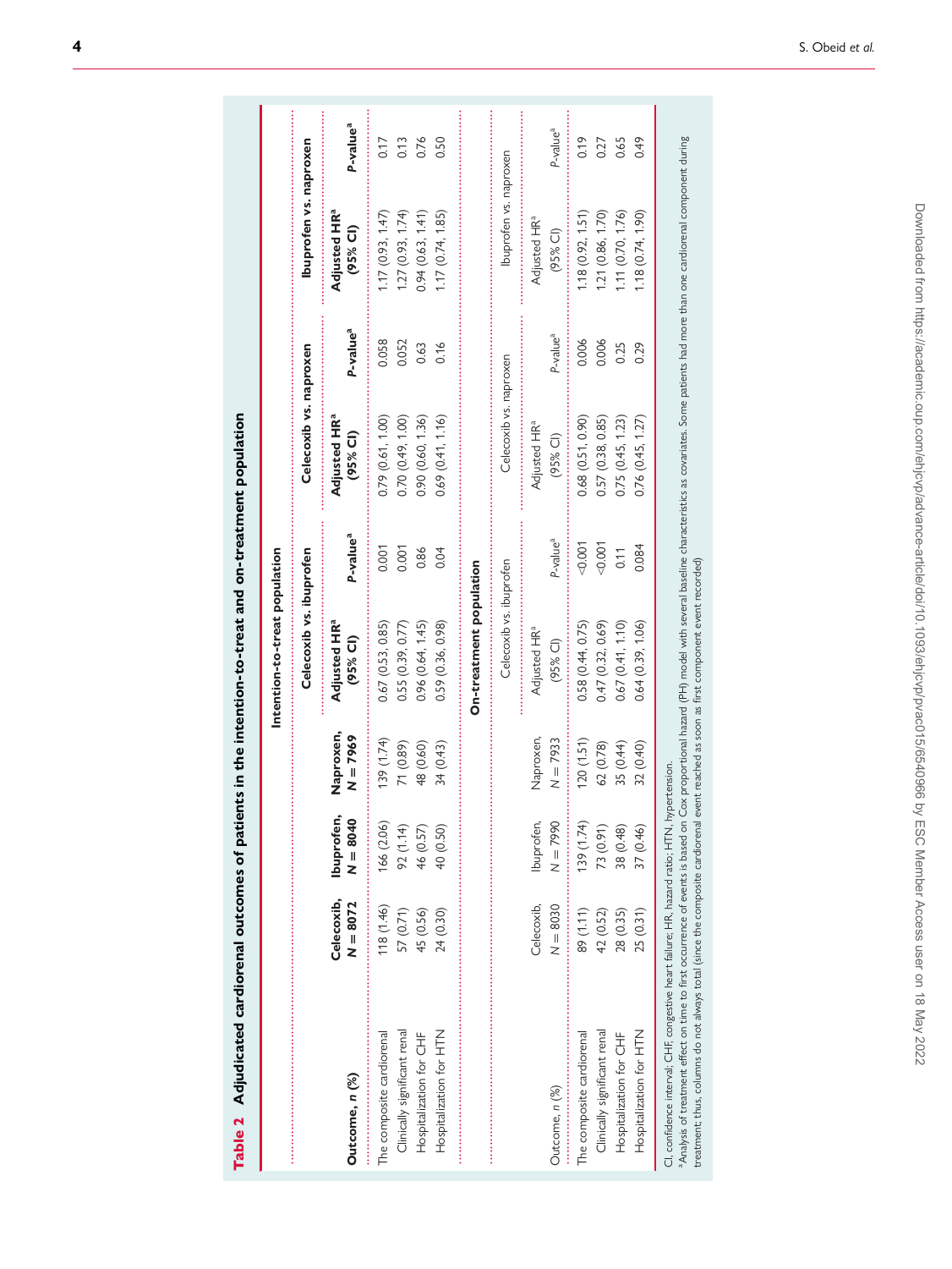**Table 2 Adjudicated cardiorenal outcomes of patients in the intention-to-treat and on-treatment population**

| | | | | Intention-to-treat population | | | | | |
|---|---|---|---|---|---|---|---|---|---|
| | | | | Celecoxib vs. ibuprofen | | Celecoxib vs. naproxen | | Ibuprofen vs. naproxen | |
| Outcome, *n* (%) | Celecoxib, *N* = 8072 | Ibuprofen, *N* = 8040 | Naproxen, *N* = 7969 | Adjusted HR[a] (95% CI) | *P*-value[a] | Adjusted HR[a] (95% CI) | *P*-value[a] | Adjusted HR[a] (95% CI) | *P*-value[a] |
| The composite cardiorenal | 118 (1.46) | 166 (2.06) | 139 (1.74) | 0.67 (0.53, 0.85) | 0.001 | 0.79 (0.61, 1.00) | 0.058 | 1.17 (0.93, 1.47) | 0.17 |
| Clinically significant renal | 57 (0.71) | 92 (1.14) | 71 (0.89) | 0.55 (0.39, 0.77) | 0.001 | 0.70 (0.49, 1.00) | 0.052 | 1.27 (0.93, 1.74) | 0.13 |
| Hospitalization for CHF | 45 (0.56) | 46 (0.57) | 48 (0.60) | 0.96 (0.64, 1.45) | 0.86 | 0.90 (0.60, 1.36) | 0.63 | 0.94 (0.63, 1.41) | 0.76 |
| Hospitalization for HTN | 24 (0.30) | 40 (0.50) | 34 (0.43) | 0.59 (0.36, 0.98) | 0.04 | 0.69 (0.41, 1.16) | 0.16 | 1.17 (0.74, 1.85) | 0.50 |
| | | | | **On-treatment population** | | | | | |
| | | | | Celecoxib vs. ibuprofen | | Celecoxib vs. naproxen | | Ibuprofen vs. naproxen | |
| Outcome, *n* (%) | Celecoxib, *N* = 8030 | Ibuprofen, *N* = 7990 | Naproxen, *N* = 7933 | Adjusted HR[a] (95% CI) | *P*-value[a] | Adjusted HR[a] (95% CI) | *P*-value[a] | Adjusted HR[a] (95% CI) | *P*-value[a] |
| The composite cardiorenal | 89 (1.11) | 139 (1.74) | 120 (1.51) | 0.58 (0.44, 0.75) | <0.001 | 0.68 (0.51, 0.90) | 0.006 | 1.18 (0.92, 1.51) | 0.19 |
| Clinically significant renal | 42 (0.52) | 73 (0.91) | 62 (0.78) | 0.47 (0.32, 0.69) | <0.001 | 0.57 (0.38, 0.85) | 0.006 | 1.21 (0.86, 1.70) | 0.27 |
| Hospitalization for CHF | 28 (0.35) | 38 (0.48) | 35 (0.44) | 0.67 (0.41, 1.10) | 0.11 | 0.75 (0.45, 1.23) | 0.25 | 1.11 (0.70, 1.76) | 0.65 |
| Hospitalization for HTN | 25 (0.31) | 37 (0.46) | 32 (0.40) | 0.64 (0.39, 1.06) | 0.084 | 0.76 (0.45, 1.27) | 0.29 | 1.18 (0.74, 1.90) | 0.49 |

CI, confidence interval; CHF, congestive heart failure; HR, hazard ratio; HTN, hypertension.

[a]Analysis of treatment effect on time to first occurrence of events is based on Cox proportional hazard (PH) model with several baseline characteristics as covariates. Some patients had more than one cardiorenal component during treatment; thus, columns do not always total (since the composite cardiorenal event reached as soon as first component event recorded).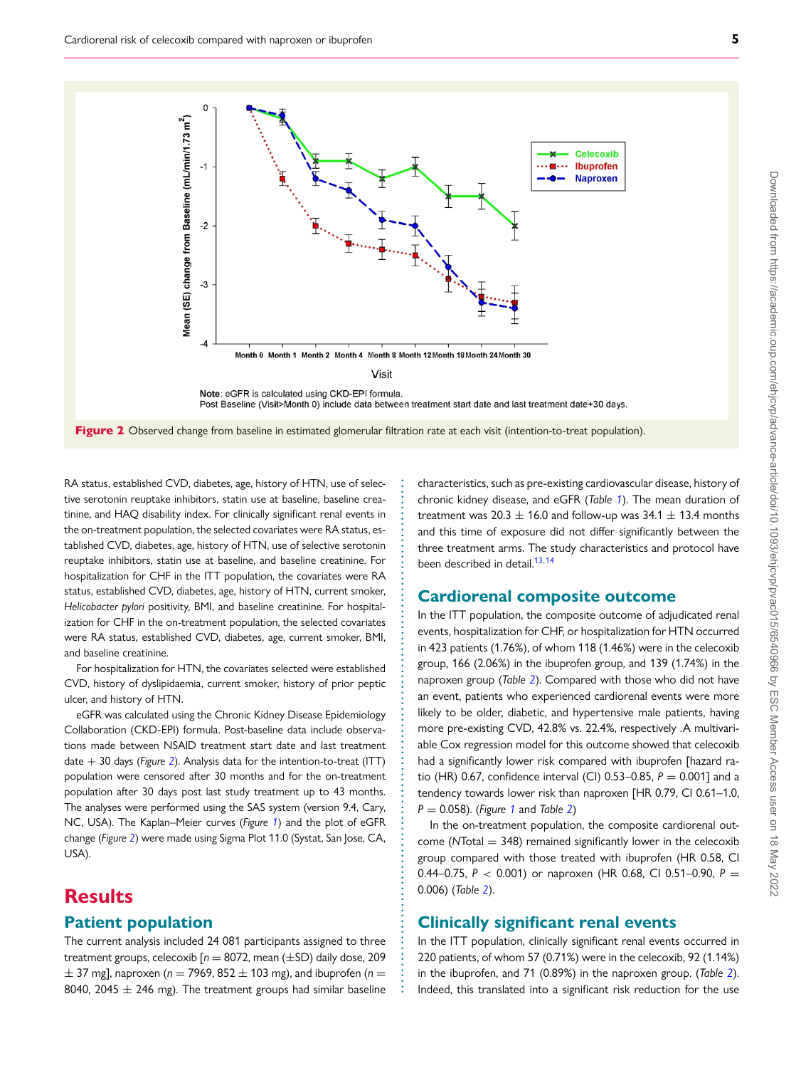Note: eGFR is calculated using CKD-EPI formula.
Post Baseline (Visit>Month 0) include data between treatment start date and last treatment date+30 days.

**Figure 2** Observed change from baseline in estimated glomerular filtration rate at each visit (intention-to-treat population).

RA status, established CVD, diabetes, age, history of HTN, use of selective serotonin reuptake inhibitors, statin use at baseline, baseline creatinine, and HAQ disability index. For clinically significant renal events in the on-treatment population, the selected covariates were RA status, established CVD, diabetes, age, history of HTN, use of selective serotonin reuptake inhibitors, statin use at baseline, and baseline creatinine. For hospitalization for CHF in the ITT population, the covariates were RA status, established CVD, diabetes, age, history of HTN, current smoker, *Helicobacter pylori* positivity, BMI, and baseline creatinine. For hospitalization for CHF in the on-treatment population, the selected covariates were RA status, established CVD, diabetes, age, current smoker, BMI, and baseline creatinine.

For hospitalization for HTN, the covariates selected were established CVD, history of dyslipidaemia, current smoker, history of prior peptic ulcer, and history of HTN.

eGFR was calculated using the Chronic Kidney Disease Epidemiology Collaboration (CKD-EPI) formula. Post-baseline data include observations made between NSAID treatment start date and last treatment date + 30 days (*Figure 2*). Analysis data for the intention-to-treat (ITT) population were censored after 30 months and for the on-treatment population after 30 days post last study treatment up to 43 months. The analyses were performed using the SAS system (version 9.4, Cary, NC, USA). The Kaplan–Meier curves (*Figure 1*) and the plot of eGFR change (*Figure 2*) were made using Sigma Plot 11.0 (Systat, San Jose, CA, USA).

# Results

## Patient population

The current analysis included 24 081 participants assigned to three treatment groups, celecoxib [$n = 8072$, mean ($\pm$SD) daily dose, 209 $\pm$ 37 mg], naproxen ($n = 7969$, 852 $\pm$ 103 mg), and ibuprofen ($n = 8040$, 2045 $\pm$ 246 mg). The treatment groups had similar baseline characteristics, such as pre-existing cardiovascular disease, history of chronic kidney disease, and eGFR (*Table 1*). The mean duration of treatment was 20.3 $\pm$ 16.0 and follow-up was 34.1 $\pm$ 13.4 months and this time of exposure did not differ significantly between the three treatment arms. The study characteristics and protocol have been described in detail.[13,14]

## Cardiorenal composite outcome

In the ITT population, the composite outcome of adjudicated renal events, hospitalization for CHF, or hospitalization for HTN occurred in 423 patients (1.76%), of whom 118 (1.46%) were in the celecoxib group, 166 (2.06%) in the ibuprofen group, and 139 (1.74%) in the naproxen group (*Table 2*). Compared with those who did not have an event, patients who experienced cardiorenal events were more likely to be older, diabetic, and hypertensive male patients, having more pre-existing CVD, 42.8% vs. 22.4%, respectively .A multivariable Cox regression model for this outcome showed that celecoxib had a significantly lower risk compared with ibuprofen [hazard ratio (HR) 0.67, confidence interval (CI) 0.53–0.85, $P = 0.001$] and a tendency towards lower risk than naproxen [HR 0.79, CI 0.61–1.0, $P = 0.058$). (*Figure 1* and *Table 2*)

In the on-treatment population, the composite cardiorenal outcome ($N$Total = 348) remained significantly lower in the celecoxib group compared with those treated with ibuprofen (HR 0.58, CI 0.44–0.75, $P < 0.001$) or naproxen (HR 0.68, CI 0.51–0.90, $P = 0.006$) (*Table 2*).

## Clinically significant renal events

In the ITT population, clinically significant renal events occurred in 220 patients, of whom 57 (0.71%) were in the celecoxib, 92 (1.14%) in the ibuprofen, and 71 (0.89%) in the naproxen group. (*Table 2*). Indeed, this translated into a significant risk reduction for the use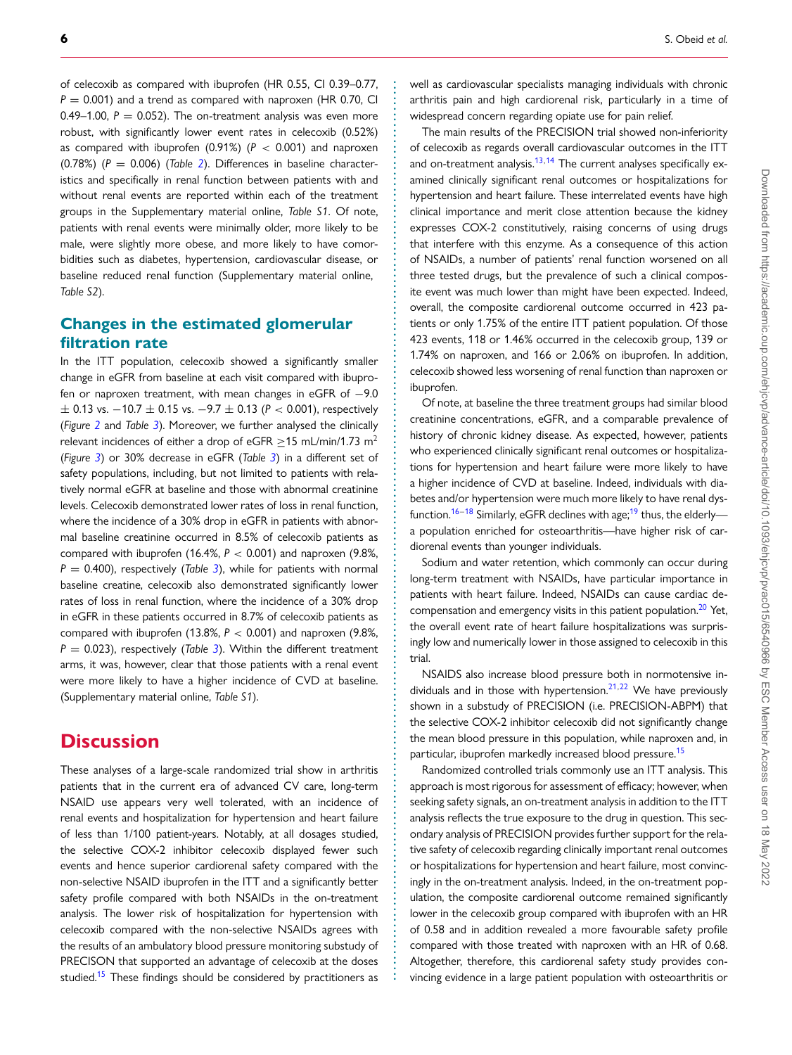of celecoxib as compared with ibuprofen (HR 0.55, CI 0.39–0.77, $P = 0.001$) and a trend as compared with naproxen (HR 0.70, CI 0.49–1.00, $P = 0.052$). The on-treatment analysis was even more robust, with significantly lower event rates in celecoxib (0.52%) as compared with ibuprofen (0.91%) ($P < 0.001$) and naproxen (0.78%) ($P = 0.006$) (*Table 2*). Differences in baseline characteristics and specifically in renal function between patients with and without renal events are reported within each of the treatment groups in the Supplementary material online, *Table S1*. Of note, patients with renal events were minimally older, more likely to be male, were slightly more obese, and more likely to have comorbidities such as diabetes, hypertension, cardiovascular disease, or baseline reduced renal function (Supplementary material online, *Table S2*).

## Changes in the estimated glomerular filtration rate

In the ITT population, celecoxib showed a significantly smaller change in eGFR from baseline at each visit compared with ibuprofen or naproxen treatment, with mean changes in eGFR of $-9.0 \pm 0.13$ vs. $-10.7 \pm 0.15$ vs. $-9.7 \pm 0.13$ ($P < 0.001$), respectively (*Figure 2* and *Table 3*). Moreover, we further analysed the clinically relevant incidences of either a drop of eGFR $\geq$15 mL/min/1.73 $m^2$ (*Figure 3*) or 30% decrease in eGFR (*Table 3*) in a different set of safety populations, including, but not limited to patients with relatively normal eGFR at baseline and those with abnormal creatinine levels. Celecoxib demonstrated lower rates of loss in renal function, where the incidence of a 30% drop in eGFR in patients with abnormal baseline creatinine occurred in 8.5% of celecoxib patients as compared with ibuprofen (16.4%, $P < 0.001$) and naproxen (9.8%, $P = 0.400$), respectively (*Table 3*), while for patients with normal baseline creatine, celecoxib also demonstrated significantly lower rates of loss in renal function, where the incidence of a 30% drop in eGFR in these patients occurred in 8.7% of celecoxib patients as compared with ibuprofen (13.8%, $P < 0.001$) and naproxen (9.8%, $P = 0.023$), respectively (*Table 3*). Within the different treatment arms, it was, however, clear that those patients with a renal event were more likely to have a higher incidence of CVD at baseline. (Supplementary material online, *Table S1*).

# Discussion

These analyses of a large-scale randomized trial show in arthritis patients that in the current era of advanced CV care, long-term NSAID use appears very well tolerated, with an incidence of renal events and hospitalization for hypertension and heart failure of less than 1/100 patient-years. Notably, at all dosages studied, the selective COX-2 inhibitor celecoxib displayed fewer such events and hence superior cardiorenal safety compared with the non-selective NSAID ibuprofen in the ITT and a significantly better safety profile compared with both NSAIDs in the on-treatment analysis. The lower risk of hospitalization for hypertension with celecoxib compared with the non-selective NSAIDs agrees with the results of an ambulatory blood pressure monitoring substudy of PRECISON that supported an advantage of celecoxib at the doses studied.[15] These findings should be considered by practitioners as well as cardiovascular specialists managing individuals with chronic arthritis pain and high cardiorenal risk, particularly in a time of widespread concern regarding opiate use for pain relief.

The main results of the PRECISION trial showed non-inferiority of celecoxib as regards overall cardiovascular outcomes in the ITT and on-treatment analysis.[13,14] The current analyses specifically examined clinically significant renal outcomes or hospitalizations for hypertension and heart failure. These interrelated events have high clinical importance and merit close attention because the kidney expresses COX-2 constitutively, raising concerns of using drugs that interfere with this enzyme. As a consequence of this action of NSAIDs, a number of patients' renal function worsened on all three tested drugs, but the prevalence of such a clinical composite event was much lower than might have been expected. Indeed, overall, the composite cardiorenal outcome occurred in 423 patients or only 1.75% of the entire ITT patient population. Of those 423 events, 118 or 1.46% occurred in the celecoxib group, 139 or 1.74% on naproxen, and 166 or 2.06% on ibuprofen. In addition, celecoxib showed less worsening of renal function than naproxen or ibuprofen.

Of note, at baseline the three treatment groups had similar blood creatinine concentrations, eGFR, and a comparable prevalence of history of chronic kidney disease. As expected, however, patients who experienced clinically significant renal outcomes or hospitalizations for hypertension and heart failure were more likely to have a higher incidence of CVD at baseline. Indeed, individuals with diabetes and/or hypertension were much more likely to have renal dysfunction.[16–18] Similarly, eGFR declines with age;[19] thus, the elderly—a population enriched for osteoarthritis—have higher risk of cardiorenal events than younger individuals.

Sodium and water retention, which commonly can occur during long-term treatment with NSAIDs, have particular importance in patients with heart failure. Indeed, NSAIDs can cause cardiac decompensation and emergency visits in this patient population.[20] Yet, the overall event rate of heart failure hospitalizations was surprisingly low and numerically lower in those assigned to celecoxib in this trial.

NSAIDS also increase blood pressure both in normotensive individuals and in those with hypertension.[21,22] We have previously shown in a substudy of PRECISION (i.e. PRECISION-ABPM) that the selective COX-2 inhibitor celecoxib did not significantly change the mean blood pressure in this population, while naproxen and, in particular, ibuprofen markedly increased blood pressure.[15]

Randomized controlled trials commonly use an ITT analysis. This approach is most rigorous for assessment of efficacy; however, when seeking safety signals, an on-treatment analysis in addition to the ITT analysis reflects the true exposure to the drug in question. This secondary analysis of PRECISION provides further support for the relative safety of celecoxib regarding clinically important renal outcomes or hospitalizations for hypertension and heart failure, most convincingly in the on-treatment analysis. Indeed, in the on-treatment population, the composite cardiorenal outcome remained significantly lower in the celecoxib group compared with ibuprofen with an HR of 0.58 and in addition revealed a more favourable safety profile compared with those treated with naproxen with an HR of 0.68. Altogether, therefore, this cardiorenal safety study provides convincing evidence in a large patient population with osteoarthritis or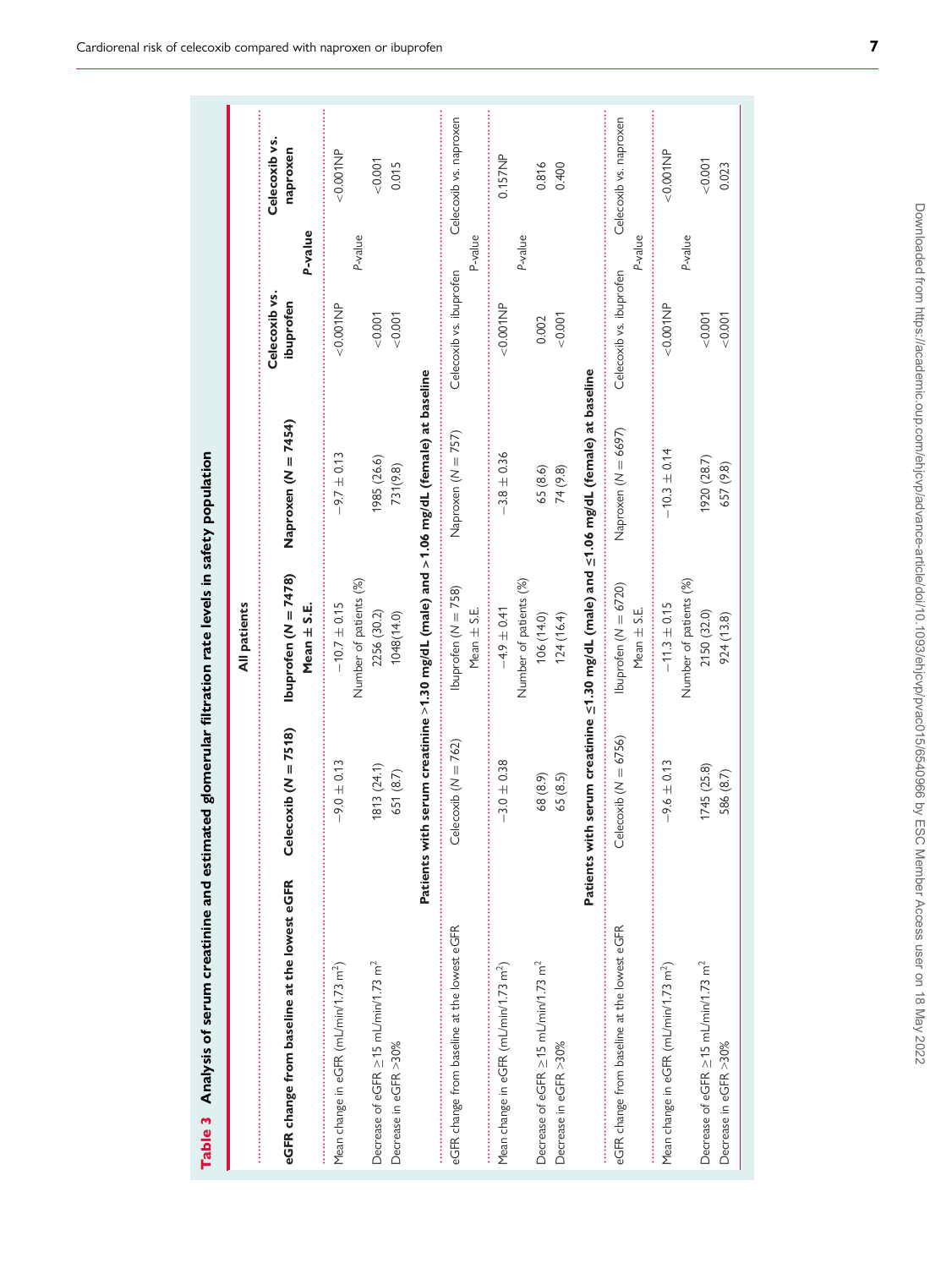**Table 3 Analysis of serum creatinine and estimated glomerular filtration rate levels in safety population**

| eGFR change from baseline at the lowest eGFR | Celecoxib (N = 7518) | Ibuprofen (N = 7478) | Naproxen (N = 7454) | Celecoxib vs. ibuprofen | Celecoxib vs. naproxen |
|---|---|---|---|---|---|
| | All patients | | | | |
| | | Mean ± S.E. | | P-value | |
| Mean change in eGFR (mL/min/1.73 m²) | −9.0 ± 0.13 | −10.7 ± 0.15 | −9.7 ± 0.13 | <0.001NP | <0.001NP |
| | | Number of patients (%) | | P-value | |
| Decrease of eGFR ≥15 mL/min/1.73 m² | 1813 (24.1) | 2256 (30.2) | 1985 (26.6) | <0.001 | <0.001 |
| Decrease in eGFR >30% | 651 (8.7) | 1048 (14.0) | 731 (9.8) | <0.001 | 0.015 |
| **Patients with serum creatinine >1.30 mg/dL (male) and >1.06 mg/dL (female) at baseline** | | | | | |
| eGFR change from baseline at the lowest eGFR | Celecoxib (N = 762) | Ibuprofen (N = 758) | Naproxen (N = 757) | Celecoxib vs. ibuprofen | Celecoxib vs. naproxen |
| | | Mean ± S.E. | | P-value | |
| Mean change in eGFR (mL/min/1.73 m²) | −3.0 ± 0.38 | −4.9 ± 0.41 | −3.8 ± 0.36 | <0.001NP | 0.157NP |
| | | Number of patients (%) | | P-value | |
| Decrease of eGFR ≥15 mL/min/1.73 m² | 68 (8.9) | 106 (14.0) | 65 (8.6) | 0.002 | 0.816 |
| Decrease in eGFR >30% | 65 (8.5) | 124 (16.4) | 74 (9.8) | <0.001 | 0.400 |
| **Patients with serum creatinine ≤1.30 mg/dL (male) and ≤1.06 mg/dL (female) at baseline** | | | | | |
| eGFR change from baseline at the lowest eGFR | Celecoxib (N = 6756) | Ibuprofen (N = 6720) | Naproxen (N = 6697) | Celecoxib vs. ibuprofen | Celecoxib vs. naproxen |
| | | Mean ± S.E. | | P-value | |
| Mean change in eGFR (mL/min/1.73 m²) | −9.6 ± 0.13 | −11.3 ± 0.15 | −10.3 ± 0.14 | <0.001NP | <0.001NP |
| | | Number of patients (%) | | P-value | |
| Decrease of eGFR ≥15 mL/min/1.73 m² | 1745 (25.8) | 2150 (32.0) | 1920 (28.7) | <0.001 | <0.001 |
| Decrease in eGFR >30% | 586 (8.7) | 924 (13.8) | 657 (9.8) | <0.001 | 0.023 |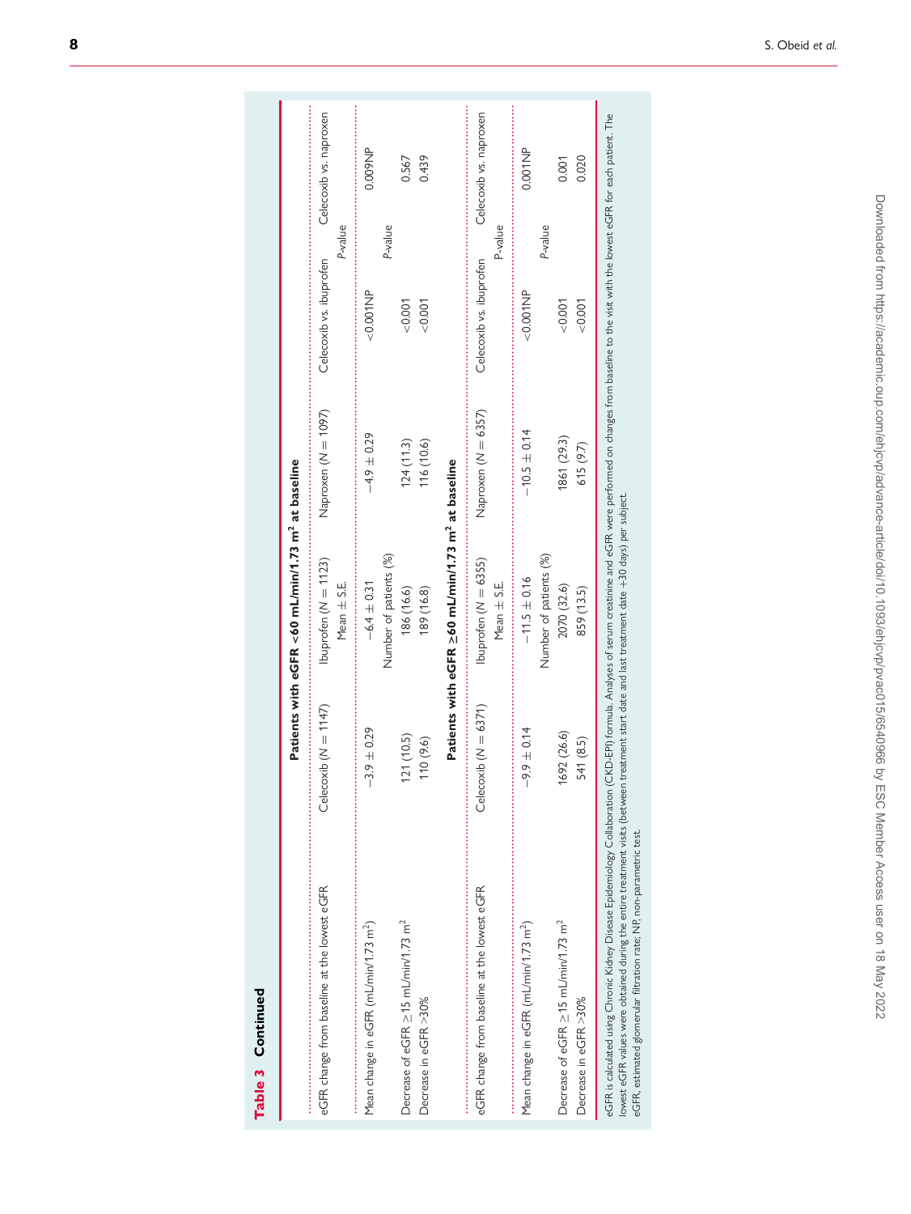**Table 3 Continued**

| | Patients with eGFR <60 mL/min/1.73 m$^2$ at baseline | | | | |
|---|---|---|---|---|---|
| eGFR change from baseline at the lowest eGFR | Celecoxib ($N$ = 1147) | Ibuprofen ($N$ = 1123) | Naproxen ($N$ = 1097) | Celecoxib vs. ibuprofen | Celecoxib vs. naproxen |
| | | Mean ± S.E. | | $P$-value | |
| Mean change in eGFR (mL/min/1.73 m$^2$) | −3.9 ± 0.29 | −6.4 ± 0.31 | −4.9 ± 0.29 | <0.001NP | 0.009NP |
| | | Number of patients (%) | | $P$-value | |
| Decrease of eGFR ≥15 mL/min/1.73 m$^2$ | 121 (10.5) | 186 (16.6) | 124 (11.3) | <0.001 | 0.567 |
| Decrease in eGFR >30% | 110 (9.6) | 189 (16.8) | 116 (10.6) | <0.001 | 0.439 |
| | **Patients with eGFR ≥60 mL/min/1.73 m$^2$ at baseline** | | | | |
| eGFR change from baseline at the lowest eGFR | Celecoxib ($N$ = 6371) | Ibuprofen ($N$ = 6355) | Naproxen ($N$ = 6357) | Celecoxib vs. ibuprofen | Celecoxib vs. naproxen |
| | | Mean ± S.E. | | $P$-value | |
| Mean change in eGFR (mL/min/1.73 m$^2$) | −9.9 ± 0.14 | −11.5 ± 0.16 | −10.5 ± 0.14 | <0.001NP | 0.001NP |
| | | Number of patients (%) | | $P$-value | |
| Decrease of eGFR ≥15 mL/min/1.73 m$^2$ | 1692 (26.6) | 2070 (32.6) | 1861 (29.3) | <0.001 | 0.001 |
| Decrease in eGFR >30% | 541 (8.5) | 859 (13.5) | 615 (9.7) | <0.001 | 0.020 |

eGFR is calculated using Chronic Kidney Disease Epidemiology Collaboration (CKD-EPI) formula. Analyses of serum creatinine and eGFR were performed on changes from baseline to the visit with the lowest eGFR for each patient. The lowest eGFR values were obtained during the entire treatment visits (between treatment start date and last treatment date +30 days) per subject.
eGFR, estimated glomerular filtration rate; NP, non-parametric test.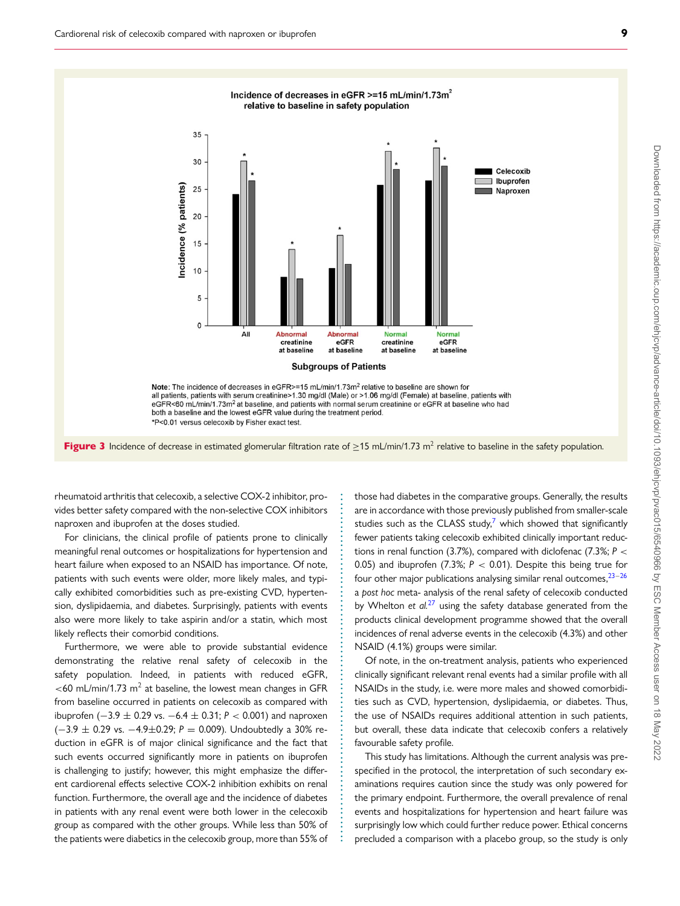Figure 3 Incidence of decrease in estimated glomerular filtration rate of ≥15 mL/min/1.73 $m^2$ relative to baseline in the safety population.

rheumatoid arthritis that celecoxib, a selective COX-2 inhibitor, provides better safety compared with the non-selective COX inhibitors naproxen and ibuprofen at the doses studied.

For clinicians, the clinical profile of patients prone to clinically meaningful renal outcomes or hospitalizations for hypertension and heart failure when exposed to an NSAID has importance. Of note, patients with such events were older, more likely males, and typically exhibited comorbidities such as pre-existing CVD, hypertension, dyslipidaemia, and diabetes. Surprisingly, patients with events also were more likely to take aspirin and/or a statin, which most likely reflects their comorbid conditions.

Furthermore, we were able to provide substantial evidence demonstrating the relative renal safety of celecoxib in the safety population. Indeed, in patients with reduced eGFR, <60 mL/min/1.73 $m^2$ at baseline, the lowest mean changes in GFR from baseline occurred in patients on celecoxib as compared with ibuprofen (−3.9 ± 0.29 vs. −6.4 ± 0.31; $P < 0.001$) and naproxen (−3.9 ± 0.29 vs. −4.9±0.29; $P = 0.009$). Undoubtedly a 30% reduction in eGFR is of major clinical significance and the fact that such events occurred significantly more in patients on ibuprofen is challenging to justify; however, this might emphasize the different cardiorenal effects selective COX-2 inhibition exhibits on renal function. Furthermore, the overall age and the incidence of diabetes in patients with any renal event were both lower in the celecoxib group as compared with the other groups. While less than 50% of the patients were diabetics in the celecoxib group, more than 55% of those had diabetes in the comparative groups. Generally, the results are in accordance with those previously published from smaller-scale studies such as the CLASS study,[7] which showed that significantly fewer patients taking celecoxib exhibited clinically important reductions in renal function (3.7%), compared with diclofenac (7.3%; $P < 0.05$) and ibuprofen (7.3%; $P < 0.01$). Despite this being true for four other major publications analysing similar renal outcomes,[23–26] a *post hoc* meta- analysis of the renal safety of celecoxib conducted by Whelton *et al.*[27] using the safety database generated from the products clinical development programme showed that the overall incidences of renal adverse events in the celecoxib (4.3%) and other NSAID (4.1%) groups were similar.

Of note, in the on-treatment analysis, patients who experienced clinically significant relevant renal events had a similar profile with all NSAIDs in the study, i.e. were more males and showed comorbidities such as CVD, hypertension, dyslipidaemia, or diabetes. Thus, the use of NSAIDs requires additional attention in such patients, but overall, these data indicate that celecoxib confers a relatively favourable safety profile.

This study has limitations. Although the current analysis was prespecified in the protocol, the interpretation of such secondary examinations requires caution since the study was only powered for the primary endpoint. Furthermore, the overall prevalence of renal events and hospitalizations for hypertension and heart failure was surprisingly low which could further reduce power. Ethical concerns precluded a comparison with a placebo group, so the study is only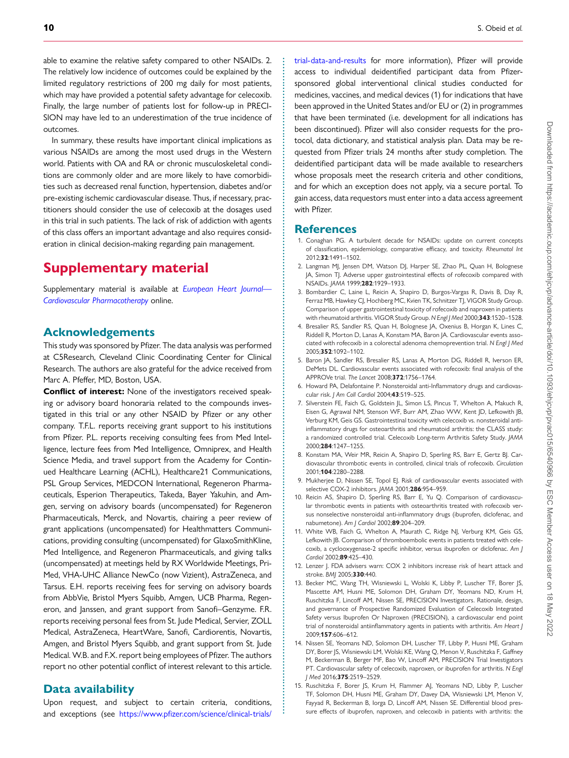able to examine the relative safety compared to other NSAIDs. 2. The relatively low incidence of outcomes could be explained by the limited regulatory restrictions of 200 mg daily for most patients, which may have provided a potential safety advantage for celecoxib. Finally, the large number of patients lost for follow-up in PRECISION may have led to an underestimation of the true incidence of outcomes.

In summary, these results have important clinical implications as various NSAIDs are among the most used drugs in the Western world. Patients with OA and RA or chronic musculoskeletal conditions are commonly older and are more likely to have comorbidities such as decreased renal function, hypertension, diabetes and/or pre-existing ischemic cardiovascular disease. Thus, if necessary, practitioners should consider the use of celecoxib at the dosages used in this trial in such patients. The lack of risk of addiction with agents of this class offers an important advantage and also requires consideration in clinical decision-making regarding pain management.

# Supplementary material

Supplementary material is available at *European Heart Journal—Cardiovascular Pharmacotherapy* online.

## Acknowledgements

This study was sponsored by Pfizer. The data analysis was performed at C5Research, Cleveland Clinic Coordinating Center for Clinical Research. The authors are also grateful for the advice received from Marc A. Pfeffer, MD, Boston, USA.

**Conflict of interest:** None of the investigators received speaking or advisory board honoraria related to the compounds investigated in this trial or any other NSAID by Pfizer or any other company. T.F.L. reports receiving grant support to his institutions from Pfizer. P.L. reports receiving consulting fees from Med Intelligence, lecture fees from Med Intelligence, Omniprex, and Health Science Media, and travel support from the Academy for Continued Healthcare Learning (ACHL), Healthcare21 Communications, PSL Group Services, MEDCON International, Regeneron Pharmaceuticals, Esperion Therapeutics, Takeda, Bayer Yakuhin, and Amgen, serving on advisory boards (uncompensated) for Regeneron Pharmaceuticals, Merck, and Novartis, chairing a peer review of grant applications (uncompensated) for Healthmatters Communications, providing consulting (uncompensated) for GlaxoSmithKline, Med Intelligence, and Regeneron Pharmaceuticals, and giving talks (uncompensated) at meetings held by RX Worldwide Meetings, Pri-Med, VHA-UHC Alliance NewCo (now Vizient), AstraZeneca, and Tarsus. E.H. reports receiving fees for serving on advisory boards from AbbVie, Bristol Myers Squibb, Amgen, UCB Pharma, Regeneron, and Janssen, and grant support from Sanofi–Genzyme. F.R. reports receiving personal fees from St. Jude Medical, Servier, ZOLL Medical, AstraZeneca, HeartWare, Sanofi, Cardiorentis, Novartis, Amgen, and Bristol Myers Squibb, and grant support from St. Jude Medical. W.B. and F.X. report being employees of Pfizer. The authors report no other potential conflict of interest relevant to this article.

## Data availability

Upon request, and subject to certain criteria, conditions, and exceptions (see https://www.pfizer.com/science/clinical-trials/trial-data-and-results for more information), Pfizer will provide access to individual deidentified participant data from Pfizer-sponsored global interventional clinical studies conducted for medicines, vaccines, and medical devices (1) for indications that have been approved in the United States and/or EU or (2) in programmes that have been terminated (i.e. development for all indications has been discontinued). Pfizer will also consider requests for the protocol, data dictionary, and statistical analysis plan. Data may be requested from Pfizer trials 24 months after study completion. The deidentified participant data will be made available to researchers whose proposals meet the research criteria and other conditions, and for which an exception does not apply, via a secure portal. To gain access, data requestors must enter into a data access agreement with Pfizer.

## References

1. Conaghan PG. A turbulent decade for NSAIDs: update on current concepts of classification, epidemiology, comparative efficacy, and toxicity. *Rheumatol Int* 2012;**32**:1491–1502.
2. Langman MJ, Jensen DM, Watson DJ, Harper SE, Zhao PL, Quan H, Bolognese JA, Simon TJ. Adverse upper gastrointestinal effects of rofecoxib compared with NSAIDs. *JAMA* 1999;**282**:1929–1933.
3. Bombardier C, Laine L, Reicin A, Shapiro D, Burgos-Vargas R, Davis B, Day R, Ferraz MB, Hawkey CJ, Hochberg MC, Kvien TK, Schnitzer TJ, VIGOR Study Group. Comparison of upper gastrointestinal toxicity of rofecoxib and naproxen in patients with rheumatoid arthritis. VIGOR Study Group. *N Engl J Med* 2000;**343**:1520–1528.
4. Bresalier RS, Sandler RS, Quan H, Bolognese JA, Oxenius B, Horgan K, Lines C, Riddell R, Morton D, Lanas A, Konstam MA, Baron JA. Cardiovascular events associated with rofecoxib in a colorectal adenoma chemoprevention trial. *N Engl J Med* 2005;**352**:1092–1102.
5. Baron JA, Sandler RS, Bresalier RS, Lanas A, Morton DG, Riddell R, Iverson ER, DeMets DL. Cardiovascular events associated with rofecoxib: final analysis of the APPROVe trial. *The Lancet* 2008;**372**:1756–1764.
6. Howard PA, Delafontaine P. Nonsteroidal anti-Inflammatory drugs and cardiovascular risk. *J Am Coll Cardiol* 2004;**43**:519–525.
7. Silverstein FE, Faich G, Goldstein JL, Simon LS, Pincus T, Whelton A, Makuch R, Eisen G, Agrawal NM, Stenson WF, Burr AM, Zhao WW, Kent JD, Lefkowith JB, Verburg KM, Geis GS. Gastrointestinal toxicity with celecoxib vs. nonsteroidal anti-inflammatory drugs for osteoarthritis and rheumatoid arthritis: the CLASS study: a randomized controlled trial. Celecoxib Long-term Arthritis Safety Study. *JAMA* 2000;**284**:1247–1255.
8. Konstam MA, Weir MR, Reicin A, Shapiro D, Sperling RS, Barr E, Gertz BJ. Cardiovascular thrombotic events in controlled, clinical trials of rofecoxib. *Circulation* 2001;**104**:2280–2288.
9. Mukherjee D, Nissen SE, Topol EJ. Risk of cardiovascular events associated with selective COX-2 inhibitors. *JAMA* 2001;**286**:954–959.
10. Reicin AS, Shapiro D, Sperling RS, Barr E, Yu Q. Comparison of cardiovascular thrombotic events in patients with osteoarthritis treated with rofecoxib versus nonselective nonsteroidal anti-inflammatory drugs (ibuprofen, diclofenac, and nabumetone). *Am J Cardiol* 2002;**89**:204–209.
11. White WB, Faich G, Whelton A, Maurath C, Ridge NJ, Verburg KM, Geis GS, Lefkowith JB. Comparison of thromboembolic events in patients treated with celecoxib, a cyclooxygenase-2 specific inhibitor, versus ibuprofen or diclofenac. *Am J Cardiol* 2002;**89**:425–430.
12. Lenzer J. FDA advisers warn: COX 2 inhibitors increase risk of heart attack and stroke. *BMJ* 2005;**330**:440.
13. Becker MC, Wang TH, Wisniewski L, Wolski K, Libby P, Luscher TF, Borer JS, Mascette AM, Husni ME, Solomon DH, Graham DY, Yeomans ND, Krum H, Ruschitzka F, Lincoff AM, Nissen SE, PRECISION Investigators. Rationale, design, and governance of Prospective Randomized Evaluation of Celecoxib Integrated Safety versus Ibuprofen Or Naproxen (PRECISION), a cardiovascular end point trial of nonsteroidal antiinflammatory agents in patients with arthritis. *Am Heart J* 2009;**157**:606–612.
14. Nissen SE, Yeomans ND, Solomon DH, Luscher TF, Libby P, Husni ME, Graham DY, Borer JS, Wisniewski LM, Wolski KE, Wang Q, Menon V, Ruschitzka F, Gaffney M, Beckerman B, Berger MF, Bao W, Lincoff AM, PRECISION Trial Investigators PT. Cardiovascular safety of celecoxib, naproxen, or ibuprofen for arthritis. *N Engl J Med* 2016;**375**:2519–2529.
15. Ruschitzka F, Borer JS, Krum H, Flammer AJ, Yeomans ND, Libby P, Luscher TF, Solomon DH, Husni ME, Graham DY, Davey DA, Wisniewski LM, Menon V, Fayyad R, Beckerman B, Iorga D, Lincoff AM, Nissen SE. Differential blood pressure effects of ibuprofen, naproxen, and celecoxib in patients with arthritis: the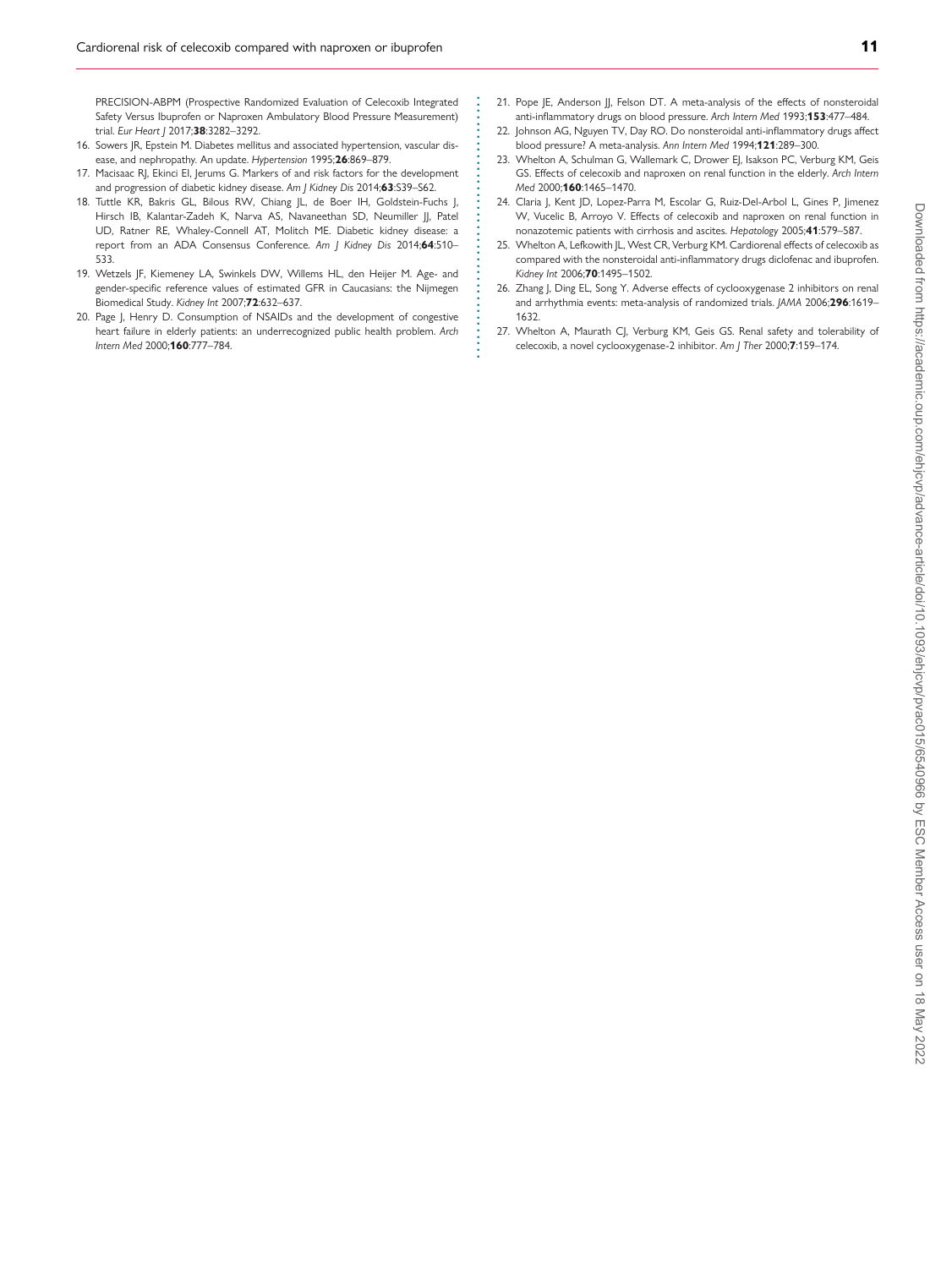PRECISION-ABPM (Prospective Randomized Evaluation of Celecoxib Integrated Safety Versus Ibuprofen or Naproxen Ambulatory Blood Pressure Measurement) trial. *Eur Heart J* 2017;**38**:3282–3292.

16. Sowers JR, Epstein M. Diabetes mellitus and associated hypertension, vascular disease, and nephropathy. An update. *Hypertension* 1995;**26**:869–879.
17. Macisaac RJ, Ekinci EI, Jerums G. Markers of and risk factors for the development and progression of diabetic kidney disease. *Am J Kidney Dis* 2014;**63**:S39–S62.
18. Tuttle KR, Bakris GL, Bilous RW, Chiang JL, de Boer IH, Goldstein-Fuchs J, Hirsch IB, Kalantar-Zadeh K, Narva AS, Navaneethan SD, Neumiller JJ, Patel UD, Ratner RE, Whaley-Connell AT, Molitch ME. Diabetic kidney disease: a report from an ADA Consensus Conference. *Am J Kidney Dis* 2014;**64**:510–533.
19. Wetzels JF, Kiemeney LA, Swinkels DW, Willems HL, den Heijer M. Age- and gender-specific reference values of estimated GFR in Caucasians: the Nijmegen Biomedical Study. *Kidney Int* 2007;**72**:632–637.
20. Page J, Henry D. Consumption of NSAIDs and the development of congestive heart failure in elderly patients: an underrecognized public health problem. *Arch Intern Med* 2000;**160**:777–784.
21. Pope JE, Anderson JJ, Felson DT. A meta-analysis of the effects of nonsteroidal anti-inflammatory drugs on blood pressure. *Arch Intern Med* 1993;**153**:477–484.
22. Johnson AG, Nguyen TV, Day RO. Do nonsteroidal anti-inflammatory drugs affect blood pressure? A meta-analysis. *Ann Intern Med* 1994;**121**:289–300.
23. Whelton A, Schulman G, Wallemark C, Drower EJ, Isakson PC, Verburg KM, Geis GS. Effects of celecoxib and naproxen on renal function in the elderly. *Arch Intern Med* 2000;**160**:1465–1470.
24. Claria J, Kent JD, Lopez-Parra M, Escolar G, Ruiz-Del-Arbol L, Gines P, Jimenez W, Vucelic B, Arroyo V. Effects of celecoxib and naproxen on renal function in nonazotemic patients with cirrhosis and ascites. *Hepatology* 2005;**41**:579–587.
25. Whelton A, Lefkowith JL, West CR, Verburg KM. Cardiorenal effects of celecoxib as compared with the nonsteroidal anti-inflammatory drugs diclofenac and ibuprofen. *Kidney Int* 2006;**70**:1495–1502.
26. Zhang J, Ding EL, Song Y. Adverse effects of cyclooxygenase 2 inhibitors on renal and arrhythmia events: meta-analysis of randomized trials. *JAMA* 2006;**296**:1619–1632.
27. Whelton A, Maurath CJ, Verburg KM, Geis GS. Renal safety and tolerability of celecoxib, a novel cyclooxygenase-2 inhibitor. *Am J Ther* 2000;**7**:159–174.